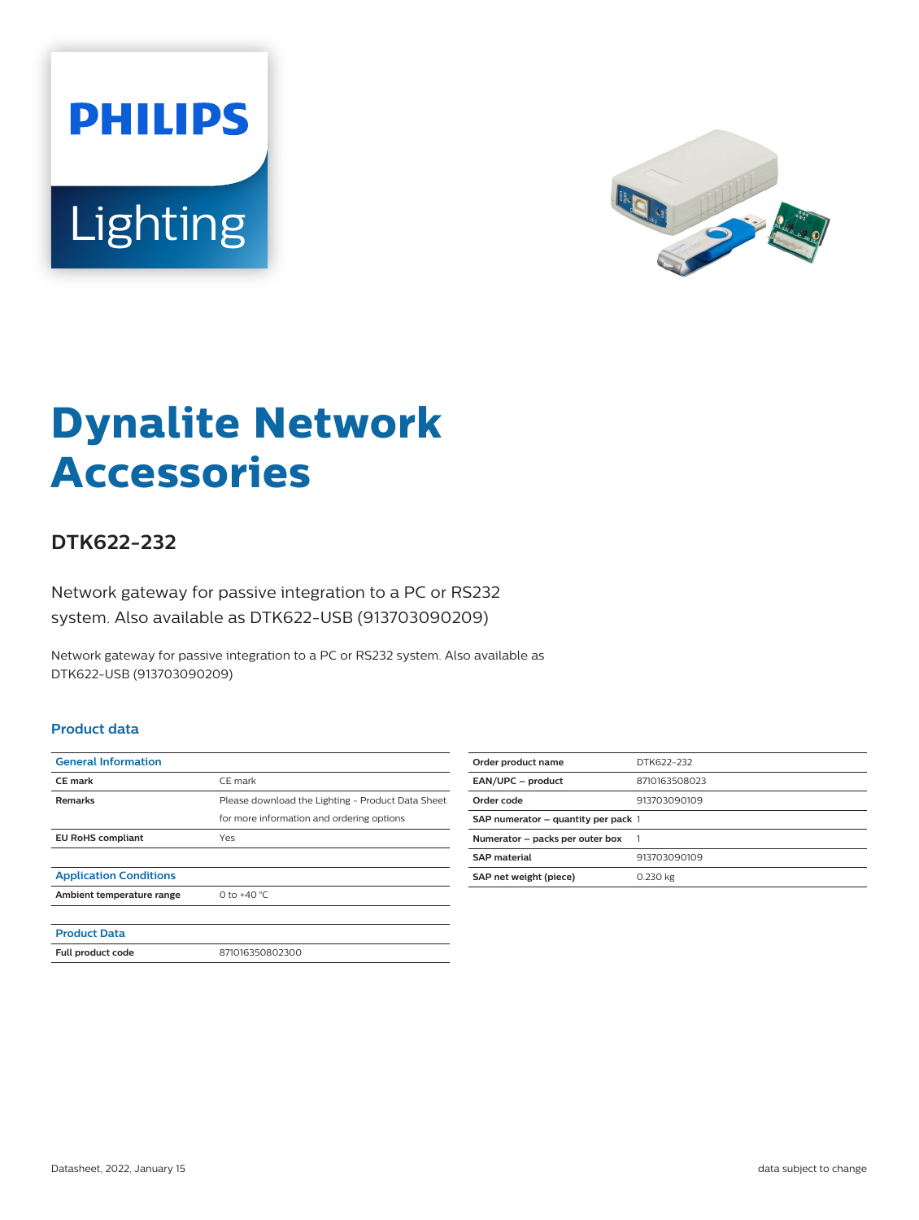PHILIPS

Lighting

# Dynalite Network Accessories

## DTK622-232

Network gateway for passive integration to a PC or RS232 system. Also available as DTK622-USB (913703090209)

Network gateway for passive integration to a PC or RS232 system. Also available as DTK622-USB (913703090209)

### Product data

| General Information | |
|---|---|
| CE mark | CE mark |
| Remarks | Please download the Lighting - Product Data Sheet for more information and ordering options |
| EU RoHS compliant | Yes |

| Application Conditions | |
|---|---|
| Ambient temperature range | 0 to +40 °C |

| Product Data | |
|---|---|
| Full product code | 871016350802300 |

| | |
|---|---|
| Order product name | DTK622-232 |
| EAN/UPC – product | 8710163508023 |
| Order code | 913703090109 |
| SAP numerator – quantity per pack | 1 |
| Numerator – packs per outer box | 1 |
| SAP material | 913703090109 |
| SAP net weight (piece) | 0.230 kg |

Datasheet, 2022, January 15

data subject to change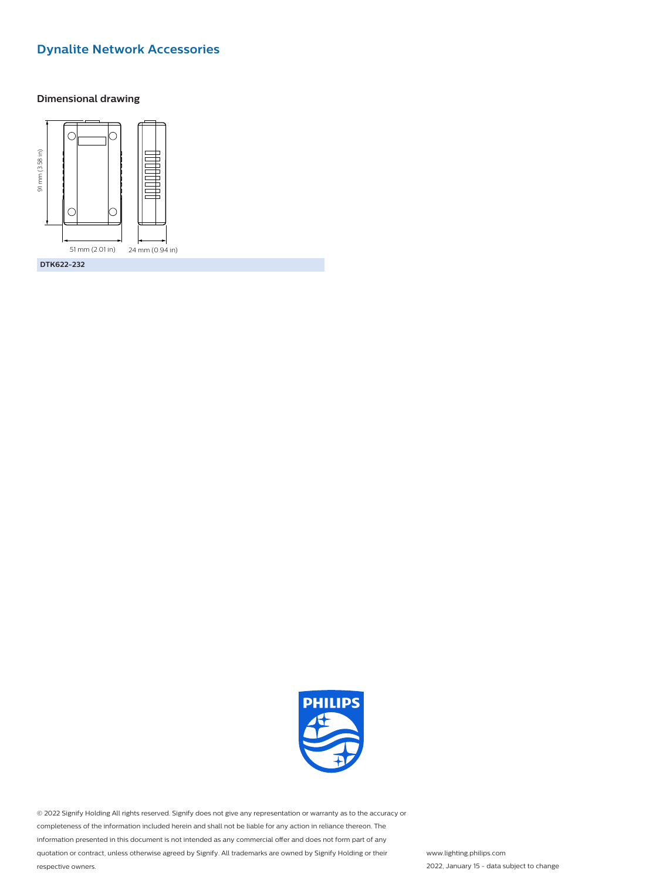## Dynalite Network Accessories

### Dimensional drawing

91 mm (3.58 in)

51 mm (2.01 in)

24 mm (0.94 in)

**DTK622-232**

© 2022 Signify Holding All rights reserved. Signify does not give any representation or warranty as to the accuracy or completeness of the information included herein and shall not be liable for any action in reliance thereon. The information presented in this document is not intended as any commercial offer and does not form part of any quotation or contract, unless otherwise agreed by Signify. All trademarks are owned by Signify Holding or their respective owners.

www.lighting.philips.com

2022, January 15 - data subject to change